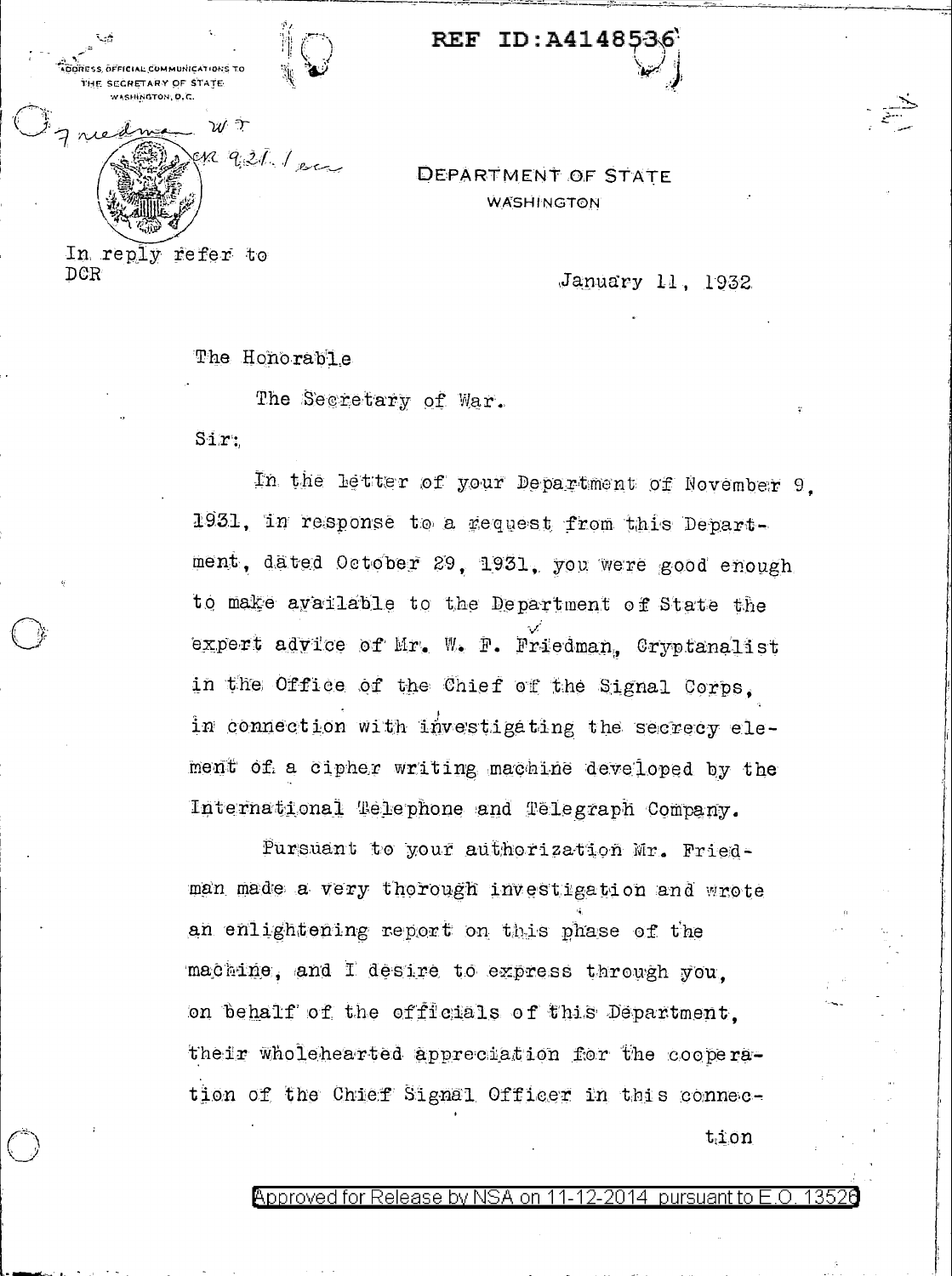REF ID:A4148536

ADDRESS OFFICIAL COMMUNICATIONS TO
THE SECRETARY OF STATE
WASHINGTON, D.C.

Friedman WF
CR 921.1 enc

DEPARTMENT OF STATE
WASHINGTON

In reply refer to
DCR

January 11, 1932

The Honorable

The Secretary of War.

Sir:

In the letter of your Department of November 9, 1931, in response to a request from this Department, dated October 29, 1931, you were good enough to make available to the Department of State the expert advice of Mr. W. F. Friedman, Cryptanalist in the Office of the Chief of the Signal Corps, in connection with investigating the secrecy element of a cipher writing machine developed by the International Telephone and Telegraph Company.

Pursuant to your authorization Mr. Friedman made a very thorough investigation and wrote an enlightening report on this phase of the machine, and I desire to express through you, on behalf of the officials of this Department, their wholehearted appreciation for the cooperation of the Chief Signal Officer in this connection

Approved for Release by NSA on 11-12-2014 pursuant to E.O. 13526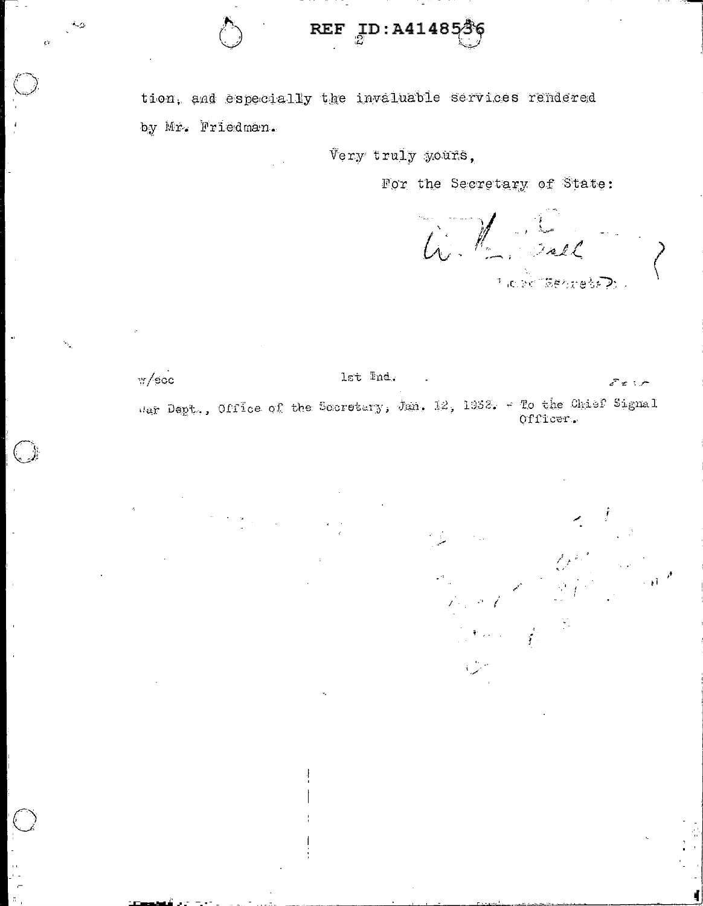tion, and especially the invaluable services rendered by Mr. Friedman.

Very truly yours,

For the Secretary of State:

W. R. Castle

Under Secretary.

w/ecc

1st Ind.

War Dept., Office of the Secretary, Jan. 12, 1932. - To the Chief Signal Officer.